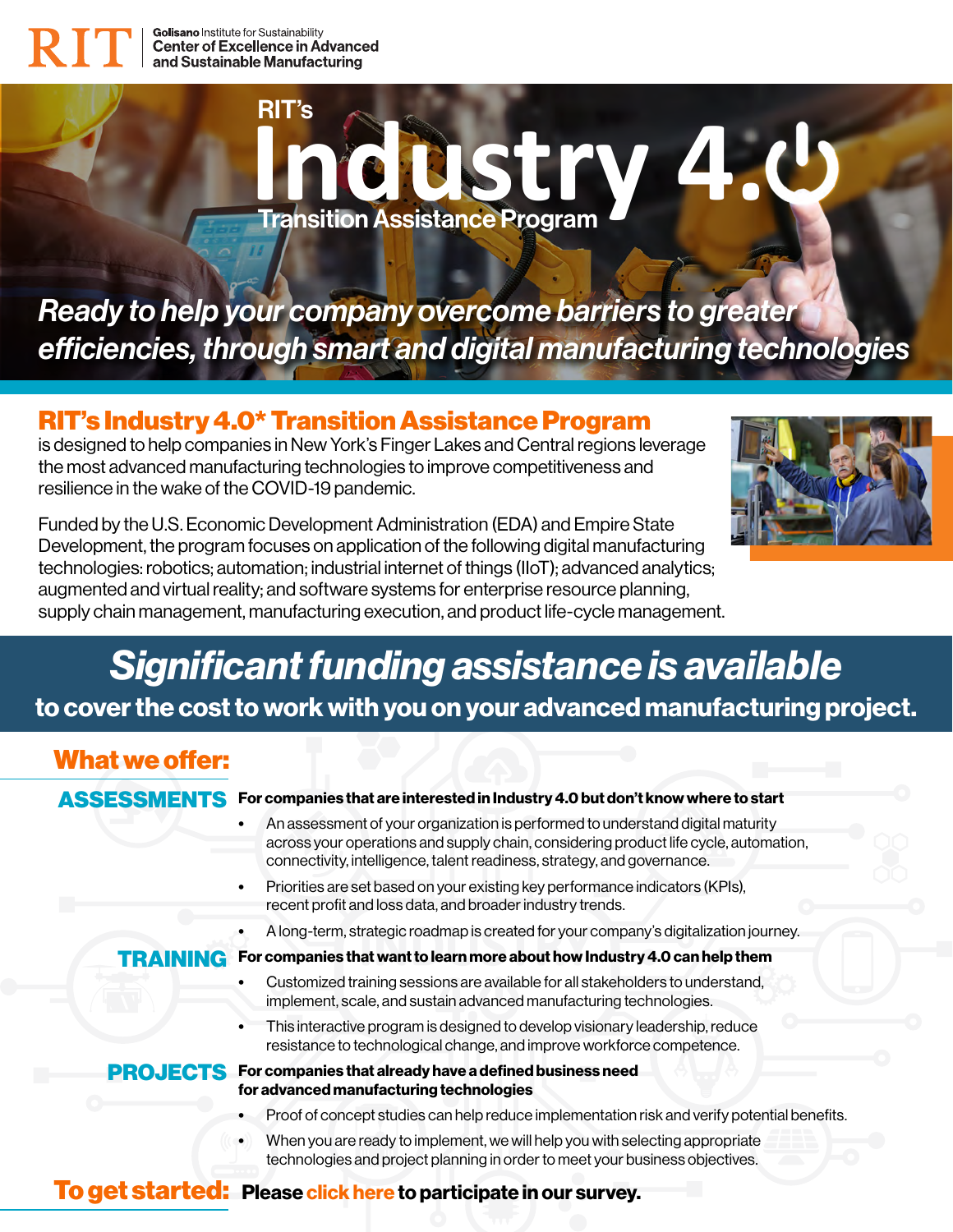RIT | Golisano Institute for Sustainability
Center of Excellence in Advanced and Sustainable Manufacturing

# RIT's Industry 4.0 Transition Assistance Program

*Ready to help your company overcome barriers to greater efficiencies, through smart and digital manufacturing technologies*

## RIT's Industry 4.0* Transition Assistance Program

is designed to help companies in New York's Finger Lakes and Central regions leverage the most advanced manufacturing technologies to improve competitiveness and resilience in the wake of the COVID-19 pandemic.

Funded by the U.S. Economic Development Administration (EDA) and Empire State Development, the program focuses on application of the following digital manufacturing technologies: robotics; automation; industrial internet of things (IIoT); advanced analytics; augmented and virtual reality; and software systems for enterprise resource planning, supply chain management, manufacturing execution, and product life-cycle management.

## *Significant funding assistance is available*

**to cover the cost to work with you on your advanced manufacturing project.**

## What we offer:

### ASSESSMENTS

**For companies that are interested in Industry 4.0 but don't know where to start**

- An assessment of your organization is performed to understand digital maturity across your operations and supply chain, considering product life cycle, automation, connectivity, intelligence, talent readiness, strategy, and governance.
- Priorities are set based on your existing key performance indicators (KPIs), recent profit and loss data, and broader industry trends.
- A long-term, strategic roadmap is created for your company's digitalization journey.

### TRAINING

**For companies that want to learn more about how Industry 4.0 can help them**

- Customized training sessions are available for all stakeholders to understand, implement, scale, and sustain advanced manufacturing technologies.
- This interactive program is designed to develop visionary leadership, reduce resistance to technological change, and improve workforce competence.

### PROJECTS

**For companies that already have a defined business need for advanced manufacturing technologies**

- Proof of concept studies can help reduce implementation risk and verify potential benefits.
- When you are ready to implement, we will help you with selecting appropriate technologies and project planning in order to meet your business objectives.

## To get started:

**Please click here to participate in our survey.**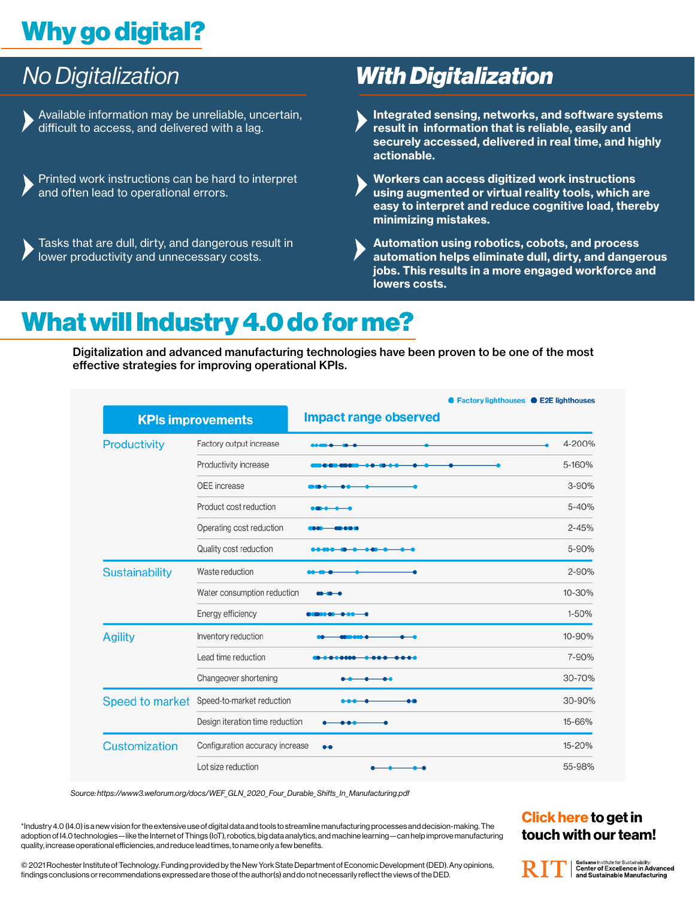# Why go digital?

## No Digitalization

- Available information may be unreliable, uncertain, difficult to access, and delivered with a lag.
- Printed work instructions can be hard to interpret and often lead to operational errors.
- Tasks that are dull, dirty, and dangerous result in lower productivity and unnecessary costs.

## With Digitalization

- **Integrated sensing, networks, and software systems result in information that is reliable, easily and securely accessed, delivered in real time, and highly actionable.**
- **Workers can access digitized work instructions using augmented or virtual reality tools, which are easy to interpret and reduce cognitive load, thereby minimizing mistakes.**
- **Automation using robotics, cobots, and process automation helps eliminate dull, dirty, and dangerous jobs. This results in a more engaged workforce and lowers costs.**

# What will Industry 4.0 do for me?

**Digitalization and advanced manufacturing technologies have been proven to be one of the most effective strategies for improving operational KPIs.**

Factory lighthouses
E2E lighthouses

KPIs improvements
Impact range observed

Productivity
Factory output increase 4-200%
Productivity increase 5-160%
OEE increase 3-90%
Product cost reduction 5-40%
Operating cost reduction 2-45%
Quality cost reduction 5-90%

Sustainability
Waste reduction 2-90%
Water consumption reduction 10-30%
Energy efficiency 1-50%

Agility
Inventory reduction 10-90%
Lead time reduction 7-90%
Changeover shortening 30-70%

Speed to market
Speed-to-market reduction 30-90%
Design iteration time reduction 15-66%

Customization
Configuration accuracy increase 15-20%
Lot size reduction 55-98%

*Source: https://www3.weforum.org/docs/WEF_GLN_2020_Four_Durable_Shifts_In_Manufacturing.pdf*

*Industry 4.0 (I4.0) is a new vision for the extensive use of digital data and tools to streamline manufacturing processes and decision-making. The adoption of I4.0 technologies—like the Internet of Things (IoT), robotics, big data analytics, and machine learning—can help improve manufacturing quality, increase operational efficiencies, and reduce lead times, to name only a few benefits.

© 2021 Rochester Institute of Technology. Funding provided by the New York State Department of Economic Development (DED). Any opinions, findings conclusions or recommendations expressed are those of the author(s) and do not necessarily reflect the views of the DED.

**Click here to get in touch with our team!**

RIT | Golisano Institute for Sustainability Center of Excellence in Advanced and Sustainable Manufacturing